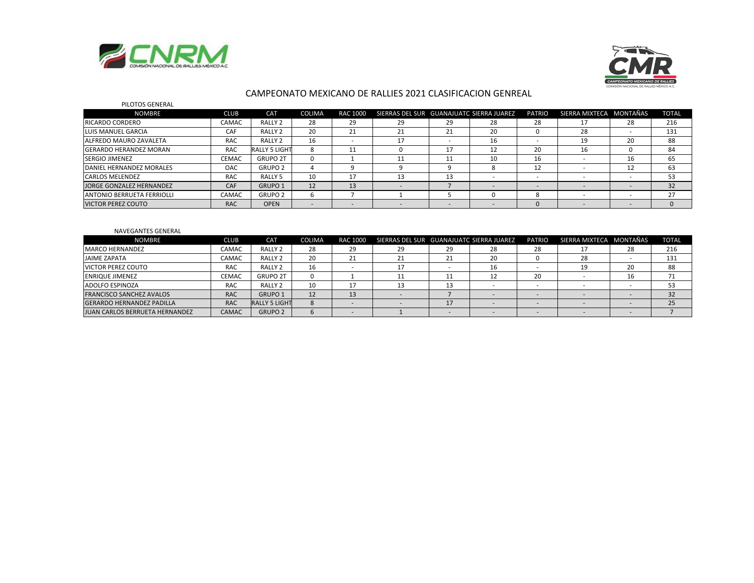# CAMPEONATO MEXICANO DE RALLIES 2021 CLASIFICACION GENREAL

PILOTOS GENERAL

| NOMBRE | CLUB | CAT | COLIMA | RAC 1000 | SIERRAS DEL SUR | GUANAJUATC | SIERRA JUAREZ | PATRIO | SIERRA MIXTECA | MONTAÑAS | TOTAL |
|---|---|---|---|---|---|---|---|---|---|---|---|
| RICARDO CORDERO | CAMAC | RALLY 2 | 28 | 29 | 29 | 29 | 28 | 28 | 17 | 28 | 216 |
| LUIS MANUEL GARCIA | CAF | RALLY 2 | 20 | 21 | 21 | 21 | 20 | 0 | 28 | - | 131 |
| ALFREDO MAURO ZAVALETA | RAC | RALLY 2 | 16 | - | 17 | - | 16 | - | 19 | 20 | 88 |
| GERARDO HERANDEZ MORAN | RAC | RALLY 5 LIGHT | 8 | 11 | 0 | 17 | 12 | 20 | 16 | 0 | 84 |
| SERGIO JIMENEZ | CEMAC | GRUPO 2T | 0 | 1 | 11 | 11 | 10 | 16 | - | 16 | 65 |
| DANIEL HERNANDEZ MORALES | OAC | GRUPO 2 | 4 | 9 | 9 | 9 | 8 | 12 | - | 12 | 63 |
| CARLOS MELENDEZ | RAC | RALLY 5 | 10 | 17 | 13 | 13 | - | - | - | - | 53 |
| JORGE GONZALEZ HERNANDEZ | CAF | GRUPO 1 | 12 | 13 | - | 7 | - | - | - | - | 32 |
| ANTONIO BERRUETA FERRIOLLI | CAMAC | GRUPO 2 | 6 | 7 | 1 | 5 | 0 | 8 | - | - | 27 |
| VICTOR PEREZ COUTO | RAC | OPEN | - | - | - | - | - | 0 | - | - | 0 |

NAVEGANTES GENERAL

| NOMBRE | CLUB | CAT | COLIMA | RAC 1000 | SIERRAS DEL SUR | GUANAJUATC | SIERRA JUAREZ | PATRIO | SIERRA MIXTECA | MONTAÑAS | TOTAL |
|---|---|---|---|---|---|---|---|---|---|---|---|
| MARCO HERNANDEZ | CAMAC | RALLY 2 | 28 | 29 | 29 | 29 | 28 | 28 | 17 | 28 | 216 |
| JAIME ZAPATA | CAMAC | RALLY 2 | 20 | 21 | 21 | 21 | 20 | 0 | 28 | - | 131 |
| VICTOR PEREZ COUTO | RAC | RALLY 2 | 16 | - | 17 | - | 16 | - | 19 | 20 | 88 |
| ENRIQUE JIMENEZ | CEMAC | GRUPO 2T | 0 | 1 | 11 | 11 | 12 | 20 | - | 16 | 71 |
| ADOLFO ESPINOZA | RAC | RALLY 2 | 10 | 17 | 13 | 13 | - | - | - | - | 53 |
| FRANCISCO SANCHEZ AVALOS | RAC | GRUPO 1 | 12 | 13 | - | 7 | - | - | - | - | 32 |
| GERARDO HERNANDEZ PADILLA | RAC | RALLY 5 LIGHT | 8 | - | - | 17 | - | - | - | - | 25 |
| JUAN CARLOS BERRUETA HERNANDEZ | CAMAC | GRUPO 2 | 6 | - | 1 | - | - | - | - | - | 7 |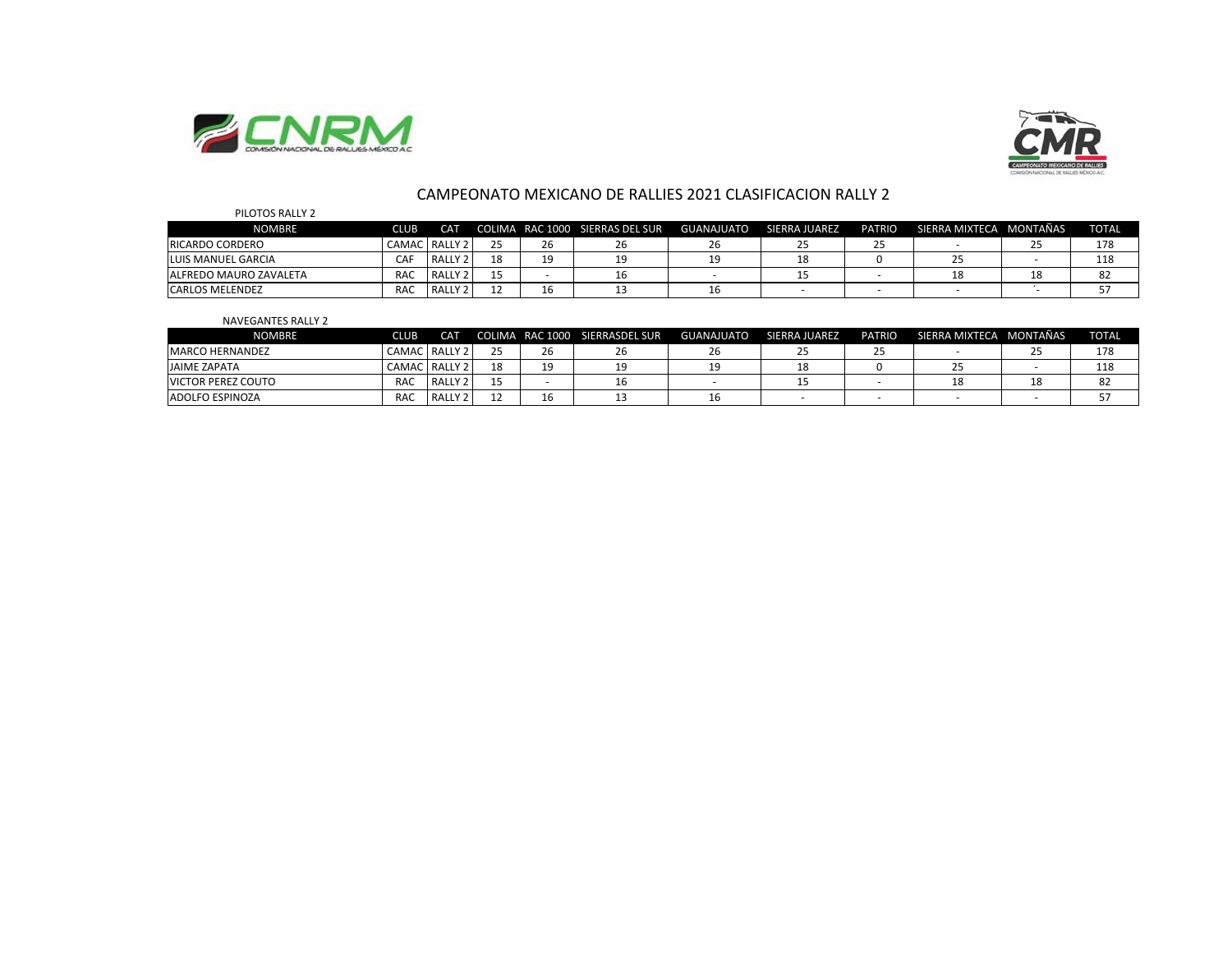# CAMPEONATO MEXICANO DE RALLIES 2021 CLASIFICACION RALLY 2

PILOTOS RALLY 2

| NOMBRE | CLUB | CAT | COLIMA | RAC 1000 | SIERRAS DEL SUR | GUANAJUATO | SIERRA JUAREZ | PATRIO | SIERRA MIXTECA | MONTAÑAS | TOTAL |
|---|---|---|---|---|---|---|---|---|---|---|---|
| RICARDO CORDERO | CAMAC | RALLY 2 | 25 | 26 | 26 | 26 | 25 | 25 | - | 25 | 178 |
| LUIS MANUEL GARCIA | CAF | RALLY 2 | 18 | 19 | 19 | 19 | 18 | 0 | 25 | - | 118 |
| ALFREDO MAURO ZAVALETA | RAC | RALLY 2 | 15 | - | 16 | - | 15 | - | 18 | 18 | 82 |
| CARLOS MELENDEZ | RAC | RALLY 2 | 12 | 16 | 13 | 16 | - | - | - | ´- | 57 |

NAVEGANTES RALLY 2

| NOMBRE | CLUB | CAT | COLIMA | RAC 1000 | SIERRASDEL SUR | GUANAJUATO | SIERRA JUAREZ | PATRIO | SIERRA MIXTECA | MONTAÑAS | TOTAL |
|---|---|---|---|---|---|---|---|---|---|---|---|
| MARCO HERNANDEZ | CAMAC | RALLY 2 | 25 | 26 | 26 | 26 | 25 | 25 | - | 25 | 178 |
| JAIME ZAPATA | CAMAC | RALLY 2 | 18 | 19 | 19 | 19 | 18 | 0 | 25 | - | 118 |
| VICTOR PEREZ COUTO | RAC | RALLY 2 | 15 | - | 16 | - | 15 | - | 18 | 18 | 82 |
| ADOLFO ESPINOZA | RAC | RALLY 2 | 12 | 16 | 13 | 16 | - | - | - | - | 57 |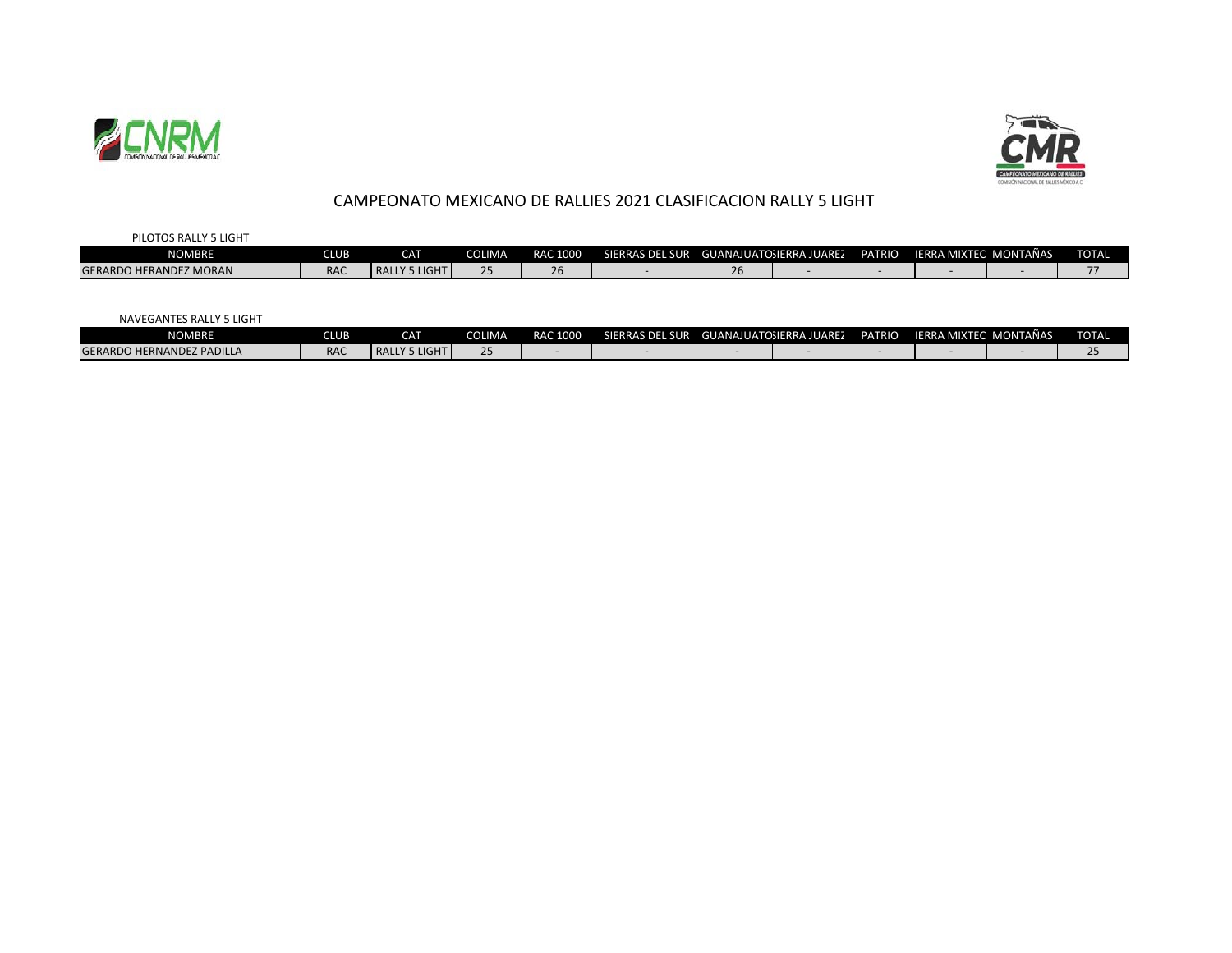# CAMPEONATO MEXICANO DE RALLIES 2021 CLASIFICACION RALLY 5 LIGHT

PILOTOS RALLY 5 LIGHT

| NOMBRE | CLUB | CAT | COLIMA | RAC 1000 | SIERRAS DEL SUR | GUANAJUATO | SIERRA JUAREZ | PATRIO | SIERRA MIXTEC | MONTAÑAS | TOTAL |
|---|---|---|---|---|---|---|---|---|---|---|---|
| GERARDO HERANDEZ MORAN | RAC | RALLY 5 LIGHT | 25 | 26 | - | 26 | - | - | - | - | 77 |

NAVEGANTES RALLY 5 LIGHT

| NOMBRE | CLUB | CAT | COLIMA | RAC 1000 | SIERRAS DEL SUR | GUANAJUATO | SIERRA JUAREZ | PATRIO | SIERRA MIXTEC | MONTAÑAS | TOTAL |
|---|---|---|---|---|---|---|---|---|---|---|---|
| GERARDO HERNANDEZ PADILLA | RAC | RALLY 5 LIGHT | 25 | - | - | - | - | - | - | - | 25 |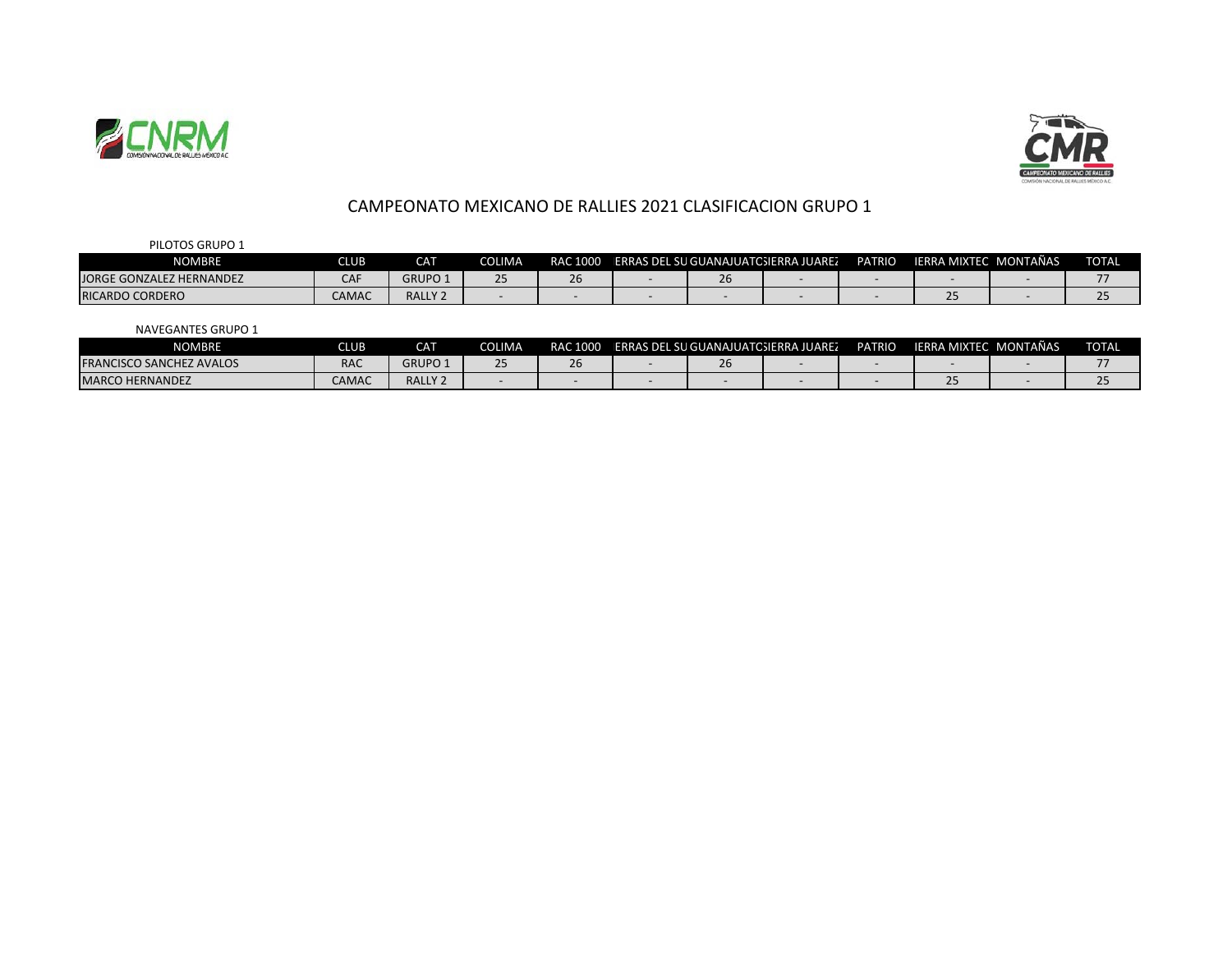# CAMPEONATO MEXICANO DE RALLIES 2021 CLASIFICACION GRUPO 1

PILOTOS GRUPO 1

| NOMBRE | CLUB | CAT | COLIMA | RAC 1000 | ERRAS DEL SU | GUANAJUATC | SIERRA JUAREZ | PATRIO | IERRA MIXTEC | MONTAÑAS | TOTAL |
|---|---|---|---|---|---|---|---|---|---|---|---|
| JORGE GONZALEZ HERNANDEZ | CAF | GRUPO 1 | 25 | 26 | - | 26 | - | - | - | - | 77 |
| RICARDO CORDERO | CAMAC | RALLY 2 | - | - | - | - | - | - | 25 | - | 25 |

NAVEGANTES GRUPO 1

| NOMBRE | CLUB | CAT | COLIMA | RAC 1000 | ERRAS DEL SU | GUANAJUATC | SIERRA JUAREZ | PATRIO | IERRA MIXTEC | MONTAÑAS | TOTAL |
|---|---|---|---|---|---|---|---|---|---|---|---|
| FRANCISCO SANCHEZ AVALOS | RAC | GRUPO 1 | 25 | 26 | - | 26 | - | - | - | - | 77 |
| MARCO HERNANDEZ | CAMAC | RALLY 2 | - | - | - | - | - | - | 25 | - | 25 |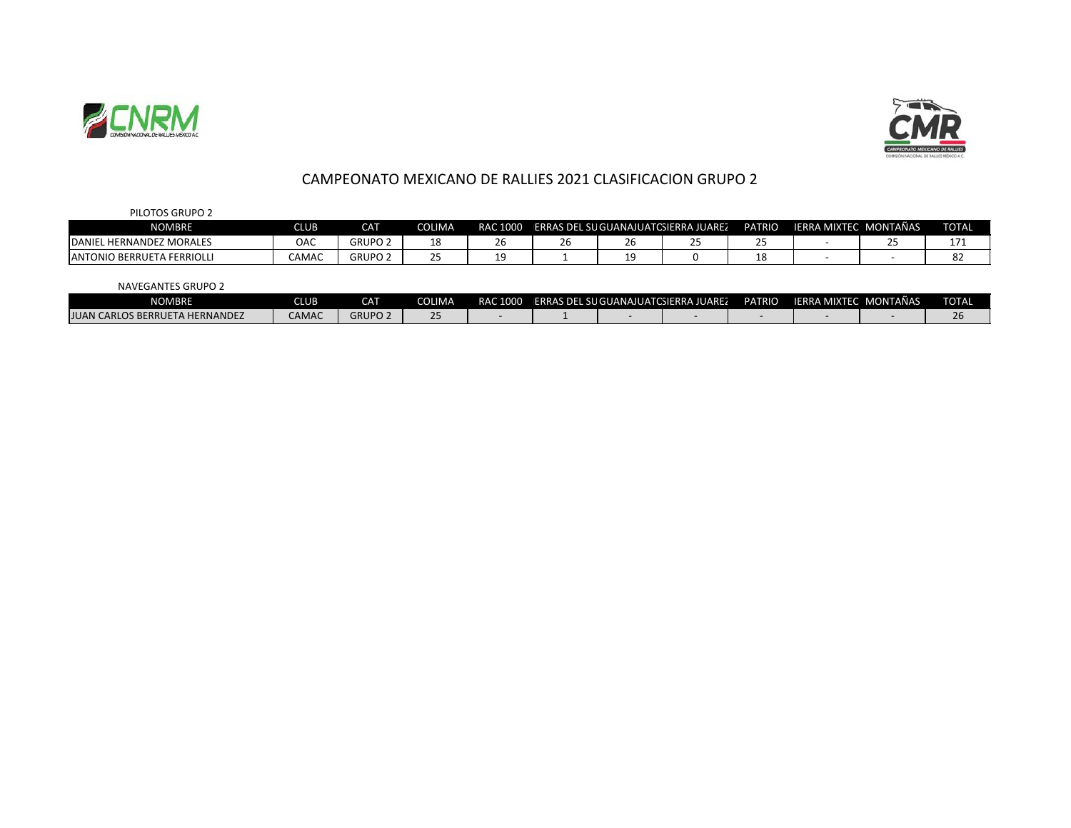# CAMPEONATO MEXICANO DE RALLIES 2021 CLASIFICACION GRUPO 2

PILOTOS GRUPO 2

| NOMBRE | CLUB | CAT | COLIMA | RAC 1000 | ERRAS DEL SU | GUANAJUATC | SIERRA JUAREZ | PATRIO | IERRA MIXTEC | MONTAÑAS | TOTAL |
|---|---|---|---|---|---|---|---|---|---|---|---|
| DANIEL HERNANDEZ MORALES | OAC | GRUPO 2 | 18 | 26 | 26 | 26 | 25 | 25 | - | 25 | 171 |
| ANTONIO BERRUETA FERRIOLLI | CAMAC | GRUPO 2 | 25 | 19 | 1 | 19 | 0 | 18 | - | - | 82 |

NAVEGANTES GRUPO 2

| NOMBRE | CLUB | CAT | COLIMA | RAC 1000 | ERRAS DEL SU | GUANAJUATC | SIERRA JUAREZ | PATRIO | IERRA MIXTEC | MONTAÑAS | TOTAL |
|---|---|---|---|---|---|---|---|---|---|---|---|
| JUAN CARLOS BERRUETA HERNANDEZ | CAMAC | GRUPO 2 | 25 | - | 1 | - | - | - | - | - | 26 |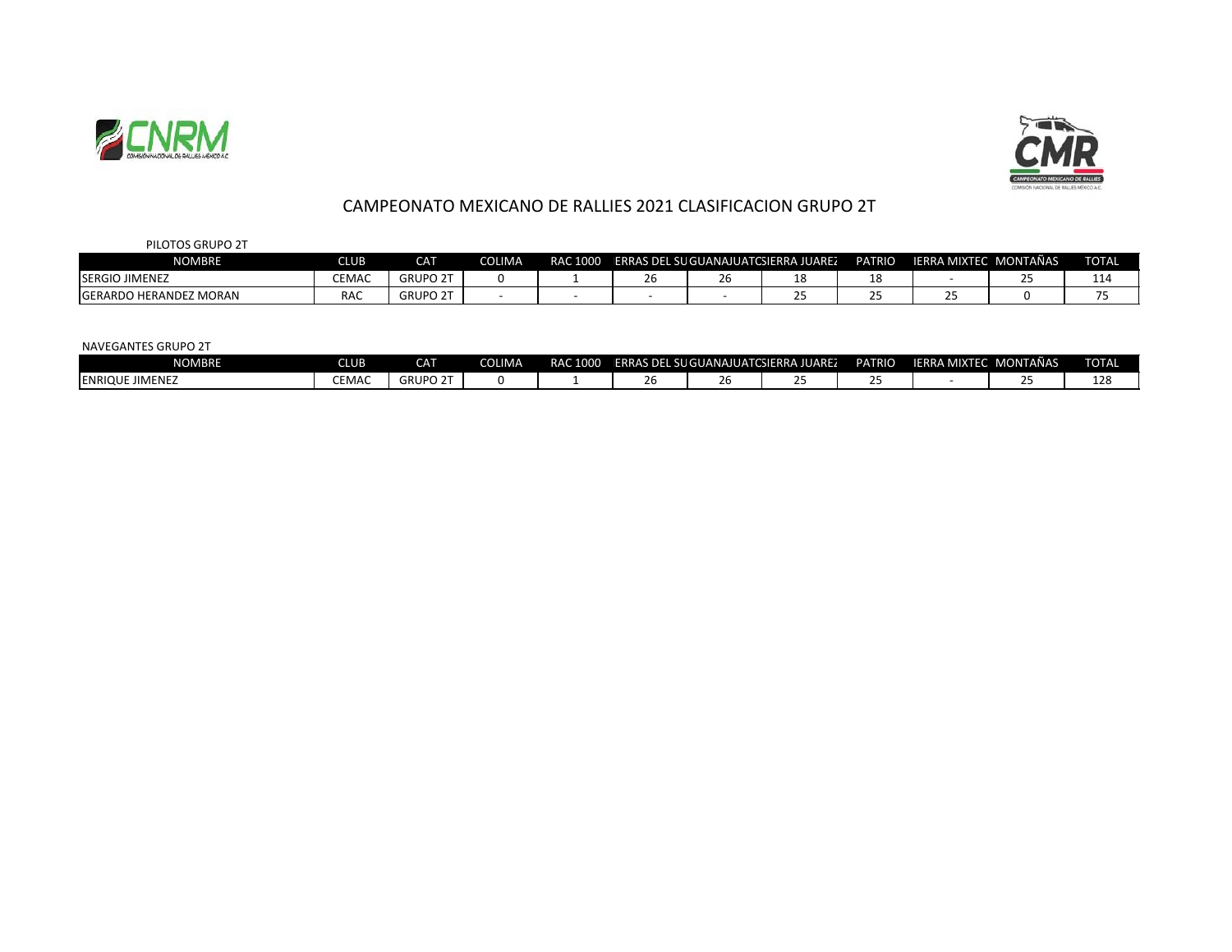# CAMPEONATO MEXICANO DE RALLIES 2021 CLASIFICACION GRUPO 2T

PILOTOS GRUPO 2T

| NOMBRE | CLUB | CAT | COLIMA | RAC 1000 | ERRAS DEL SU | GUANAJUATC | SIERRA JUAREZ | PATRIO | IERRA MIXTEC | MONTAÑAS | TOTAL |
|---|---|---|---|---|---|---|---|---|---|---|---|
| SERGIO JIMENEZ | CEMAC | GRUPO 2T | 0 | 1 | 26 | 26 | 18 | 18 | - | 25 | 114 |
| GERARDO HERANDEZ MORAN | RAC | GRUPO 2T | - | - | - | - | 25 | 25 | 25 | 0 | 75 |

NAVEGANTES GRUPO 2T

| NOMBRE | CLUB | CAT | COLIMA | RAC 1000 | ERRAS DEL SU | GUANAJUATC | SIERRA JUAREZ | PATRIO | IERRA MIXTEC | MONTAÑAS | TOTAL |
|---|---|---|---|---|---|---|---|---|---|---|---|
| ENRIQUE JIMENEZ | CEMAC | GRUPO 2T | 0 | 1 | 26 | 26 | 25 | 25 | - | 25 | 128 |